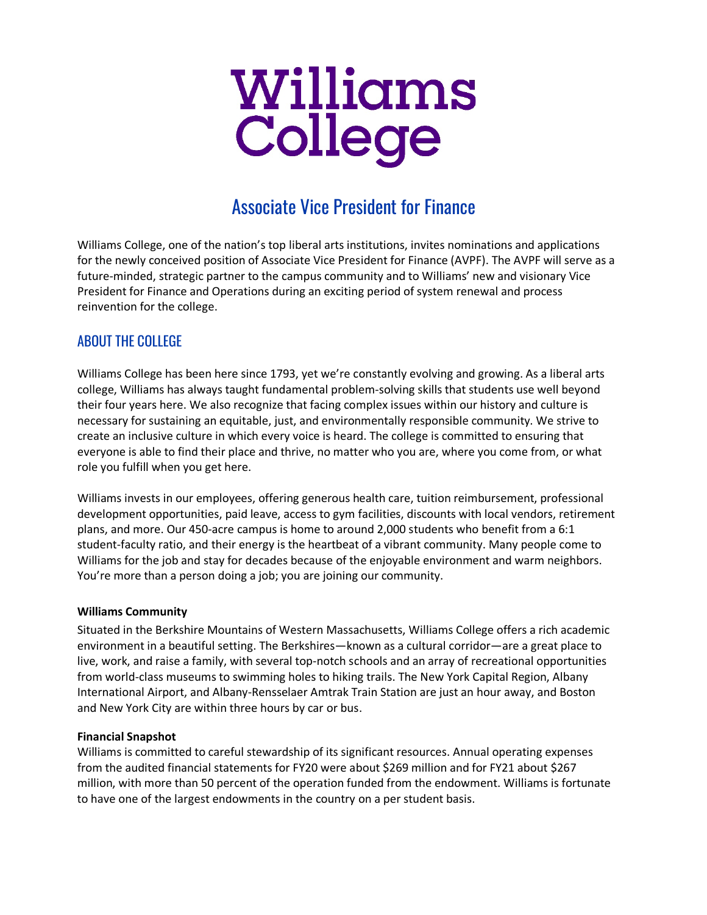# Williams College

## Associate Vice President for Finance

Williams College, one of the nation's top liberal arts institutions, invites nominations and applications for the newly conceived position of Associate Vice President for Finance (AVPF). The AVPF will serve as a future-minded, strategic partner to the campus community and to Williams' new and visionary Vice President for Finance and Operations during an exciting period of system renewal and process reinvention for the college.

## ABOUT THE COLLEGE

Williams College has been here since 1793, yet we're constantly evolving and growing. As a liberal arts college, Williams has always taught fundamental problem-solving skills that students use well beyond their four years here. We also recognize that facing complex issues within our history and culture is necessary for sustaining an equitable, just, and environmentally responsible community. We strive to create an inclusive culture in which every voice is heard. The college is committed to ensuring that everyone is able to find their place and thrive, no matter who you are, where you come from, or what role you fulfill when you get here.

Williams invests in our employees, offering generous health care, tuition reimbursement, professional development opportunities, paid leave, access to gym facilities, discounts with local vendors, retirement plans, and more. Our 450-acre campus is home to around 2,000 students who benefit from a 6:1 student-faculty ratio, and their energy is the heartbeat of a vibrant community. Many people come to Williams for the job and stay for decades because of the enjoyable environment and warm neighbors. You're more than a person doing a job; you are joining our community.

**Williams Community**

Situated in the Berkshire Mountains of Western Massachusetts, Williams College offers a rich academic environment in a beautiful setting. The Berkshires—known as a cultural corridor—are a great place to live, work, and raise a family, with several top-notch schools and an array of recreational opportunities from world-class museums to swimming holes to hiking trails. The New York Capital Region, Albany International Airport, and Albany-Rensselaer Amtrak Train Station are just an hour away, and Boston and New York City are within three hours by car or bus.

**Financial Snapshot**

Williams is committed to careful stewardship of its significant resources. Annual operating expenses from the audited financial statements for FY20 were about $269 million and for FY21 about $267 million, with more than 50 percent of the operation funded from the endowment. Williams is fortunate to have one of the largest endowments in the country on a per student basis.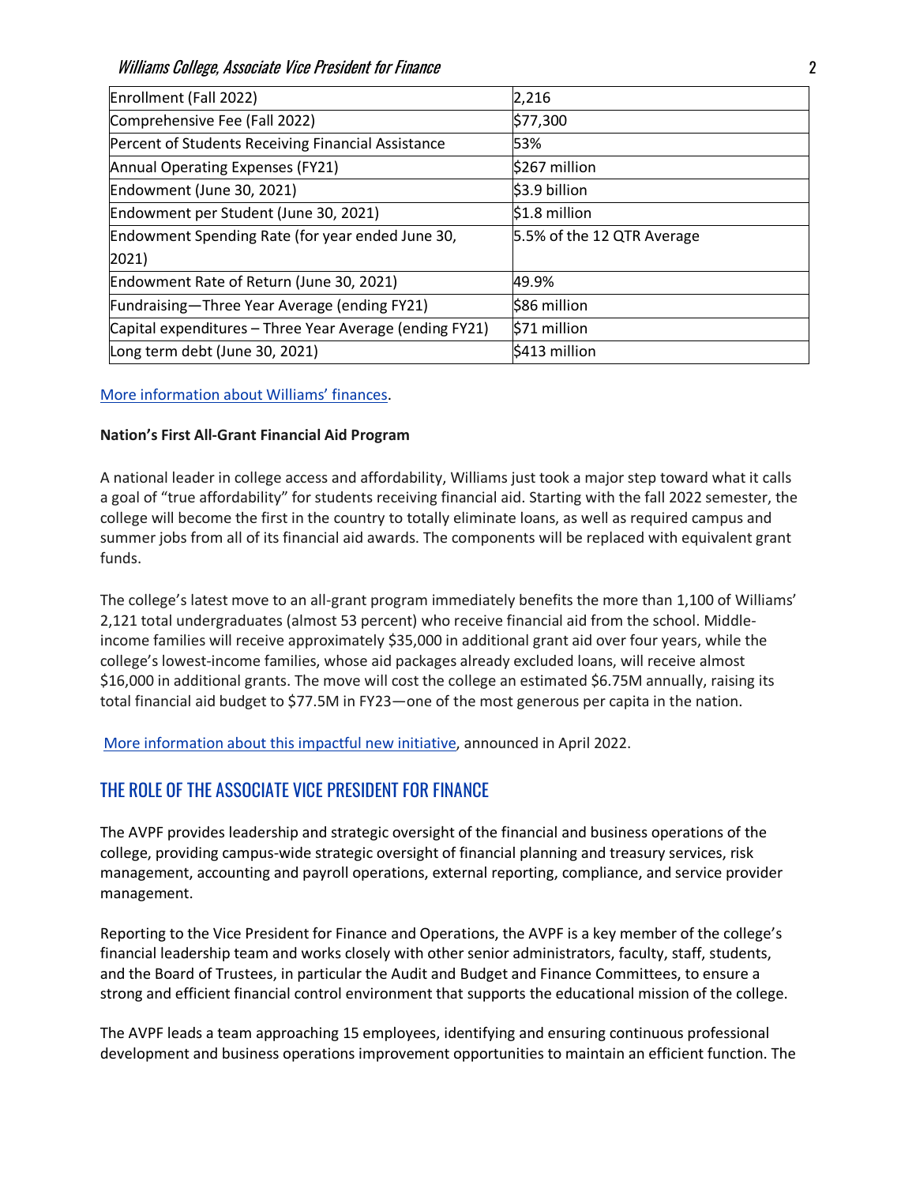| Enrollment (Fall 2022) | 2,216 |
|---|---|
| Comprehensive Fee (Fall 2022) | $77,300 |
| Percent of Students Receiving Financial Assistance | 53% |
| Annual Operating Expenses (FY21) | $267 million |
| Endowment (June 30, 2021) | $3.9 billion |
| Endowment per Student (June 30, 2021) | $1.8 million |
| Endowment Spending Rate (for year ended June 30, 2021) | 5.5% of the 12 QTR Average |
| Endowment Rate of Return (June 30, 2021) | 49.9% |
| Fundraising—Three Year Average (ending FY21) | $86 million |
| Capital expenditures – Three Year Average (ending FY21) | $71 million |
| Long term debt (June 30, 2021) | $413 million |

More information about Williams' finances.

**Nation's First All-Grant Financial Aid Program**

A national leader in college access and affordability, Williams just took a major step toward what it calls a goal of "true affordability" for students receiving financial aid. Starting with the fall 2022 semester, the college will become the first in the country to totally eliminate loans, as well as required campus and summer jobs from all of its financial aid awards. The components will be replaced with equivalent grant funds.

The college's latest move to an all-grant program immediately benefits the more than 1,100 of Williams' 2,121 total undergraduates (almost 53 percent) who receive financial aid from the school. Middle-income families will receive approximately $35,000 in additional grant aid over four years, while the college's lowest-income families, whose aid packages already excluded loans, will receive almost $16,000 in additional grants. The move will cost the college an estimated $6.75M annually, raising its total financial aid budget to $77.5M in FY23—one of the most generous per capita in the nation.

More information about this impactful new initiative, announced in April 2022.

## THE ROLE OF THE ASSOCIATE VICE PRESIDENT FOR FINANCE

The AVPF provides leadership and strategic oversight of the financial and business operations of the college, providing campus-wide strategic oversight of financial planning and treasury services, risk management, accounting and payroll operations, external reporting, compliance, and service provider management.

Reporting to the Vice President for Finance and Operations, the AVPF is a key member of the college's financial leadership team and works closely with other senior administrators, faculty, staff, students, and the Board of Trustees, in particular the Audit and Budget and Finance Committees, to ensure a strong and efficient financial control environment that supports the educational mission of the college.

The AVPF leads a team approaching 15 employees, identifying and ensuring continuous professional development and business operations improvement opportunities to maintain an efficient function. The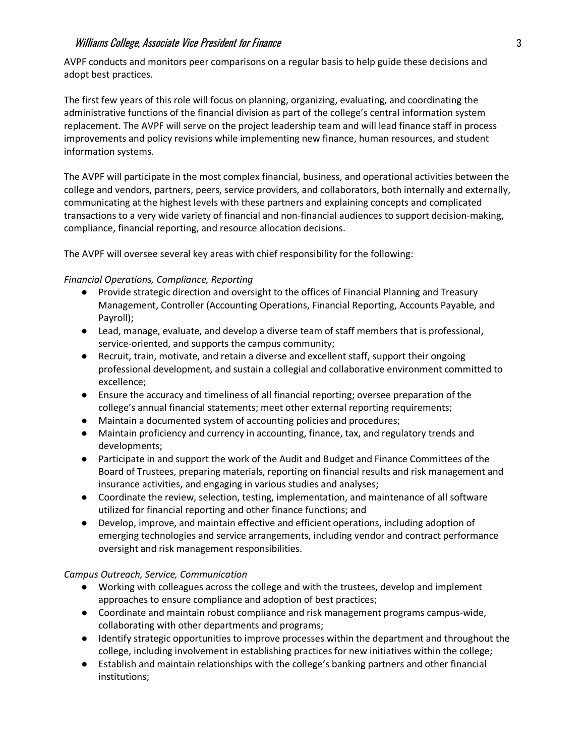AVPF conducts and monitors peer comparisons on a regular basis to help guide these decisions and adopt best practices.

The first few years of this role will focus on planning, organizing, evaluating, and coordinating the administrative functions of the financial division as part of the college's central information system replacement. The AVPF will serve on the project leadership team and will lead finance staff in process improvements and policy revisions while implementing new finance, human resources, and student information systems.

The AVPF will participate in the most complex financial, business, and operational activities between the college and vendors, partners, peers, service providers, and collaborators, both internally and externally, communicating at the highest levels with these partners and explaining concepts and complicated transactions to a very wide variety of financial and non-financial audiences to support decision-making, compliance, financial reporting, and resource allocation decisions.

The AVPF will oversee several key areas with chief responsibility for the following:

*Financial Operations, Compliance, Reporting*

- Provide strategic direction and oversight to the offices of Financial Planning and Treasury Management, Controller (Accounting Operations, Financial Reporting, Accounts Payable, and Payroll);
- Lead, manage, evaluate, and develop a diverse team of staff members that is professional, service-oriented, and supports the campus community;
- Recruit, train, motivate, and retain a diverse and excellent staff, support their ongoing professional development, and sustain a collegial and collaborative environment committed to excellence;
- Ensure the accuracy and timeliness of all financial reporting; oversee preparation of the college's annual financial statements; meet other external reporting requirements;
- Maintain a documented system of accounting policies and procedures;
- Maintain proficiency and currency in accounting, finance, tax, and regulatory trends and developments;
- Participate in and support the work of the Audit and Budget and Finance Committees of the Board of Trustees, preparing materials, reporting on financial results and risk management and insurance activities, and engaging in various studies and analyses;
- Coordinate the review, selection, testing, implementation, and maintenance of all software utilized for financial reporting and other finance functions; and
- Develop, improve, and maintain effective and efficient operations, including adoption of emerging technologies and service arrangements, including vendor and contract performance oversight and risk management responsibilities.

*Campus Outreach, Service, Communication*

- Working with colleagues across the college and with the trustees, develop and implement approaches to ensure compliance and adoption of best practices;
- Coordinate and maintain robust compliance and risk management programs campus-wide, collaborating with other departments and programs;
- Identify strategic opportunities to improve processes within the department and throughout the college, including involvement in establishing practices for new initiatives within the college;
- Establish and maintain relationships with the college's banking partners and other financial institutions;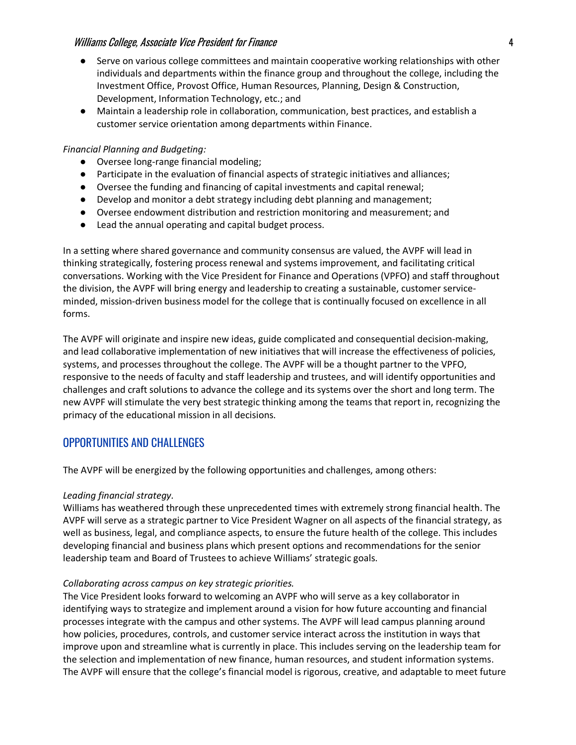- Serve on various college committees and maintain cooperative working relationships with other individuals and departments within the finance group and throughout the college, including the Investment Office, Provost Office, Human Resources, Planning, Design & Construction, Development, Information Technology, etc.; and
- Maintain a leadership role in collaboration, communication, best practices, and establish a customer service orientation among departments within Finance.

*Financial Planning and Budgeting:*

- Oversee long-range financial modeling;
- Participate in the evaluation of financial aspects of strategic initiatives and alliances;
- Oversee the funding and financing of capital investments and capital renewal;
- Develop and monitor a debt strategy including debt planning and management;
- Oversee endowment distribution and restriction monitoring and measurement; and
- Lead the annual operating and capital budget process.

In a setting where shared governance and community consensus are valued, the AVPF will lead in thinking strategically, fostering process renewal and systems improvement, and facilitating critical conversations. Working with the Vice President for Finance and Operations (VPFO) and staff throughout the division, the AVPF will bring energy and leadership to creating a sustainable, customer service-minded, mission-driven business model for the college that is continually focused on excellence in all forms.

The AVPF will originate and inspire new ideas, guide complicated and consequential decision-making, and lead collaborative implementation of new initiatives that will increase the effectiveness of policies, systems, and processes throughout the college. The AVPF will be a thought partner to the VPFO, responsive to the needs of faculty and staff leadership and trustees, and will identify opportunities and challenges and craft solutions to advance the college and its systems over the short and long term. The new AVPF will stimulate the very best strategic thinking among the teams that report in, recognizing the primacy of the educational mission in all decisions.

## OPPORTUNITIES AND CHALLENGES

The AVPF will be energized by the following opportunities and challenges, among others:

*Leading financial strategy.*
Williams has weathered through these unprecedented times with extremely strong financial health. The AVPF will serve as a strategic partner to Vice President Wagner on all aspects of the financial strategy, as well as business, legal, and compliance aspects, to ensure the future health of the college. This includes developing financial and business plans which present options and recommendations for the senior leadership team and Board of Trustees to achieve Williams' strategic goals.

*Collaborating across campus on key strategic priorities.*
The Vice President looks forward to welcoming an AVPF who will serve as a key collaborator in identifying ways to strategize and implement around a vision for how future accounting and financial processes integrate with the campus and other systems. The AVPF will lead campus planning around how policies, procedures, controls, and customer service interact across the institution in ways that improve upon and streamline what is currently in place. This includes serving on the leadership team for the selection and implementation of new finance, human resources, and student information systems. The AVPF will ensure that the college's financial model is rigorous, creative, and adaptable to meet future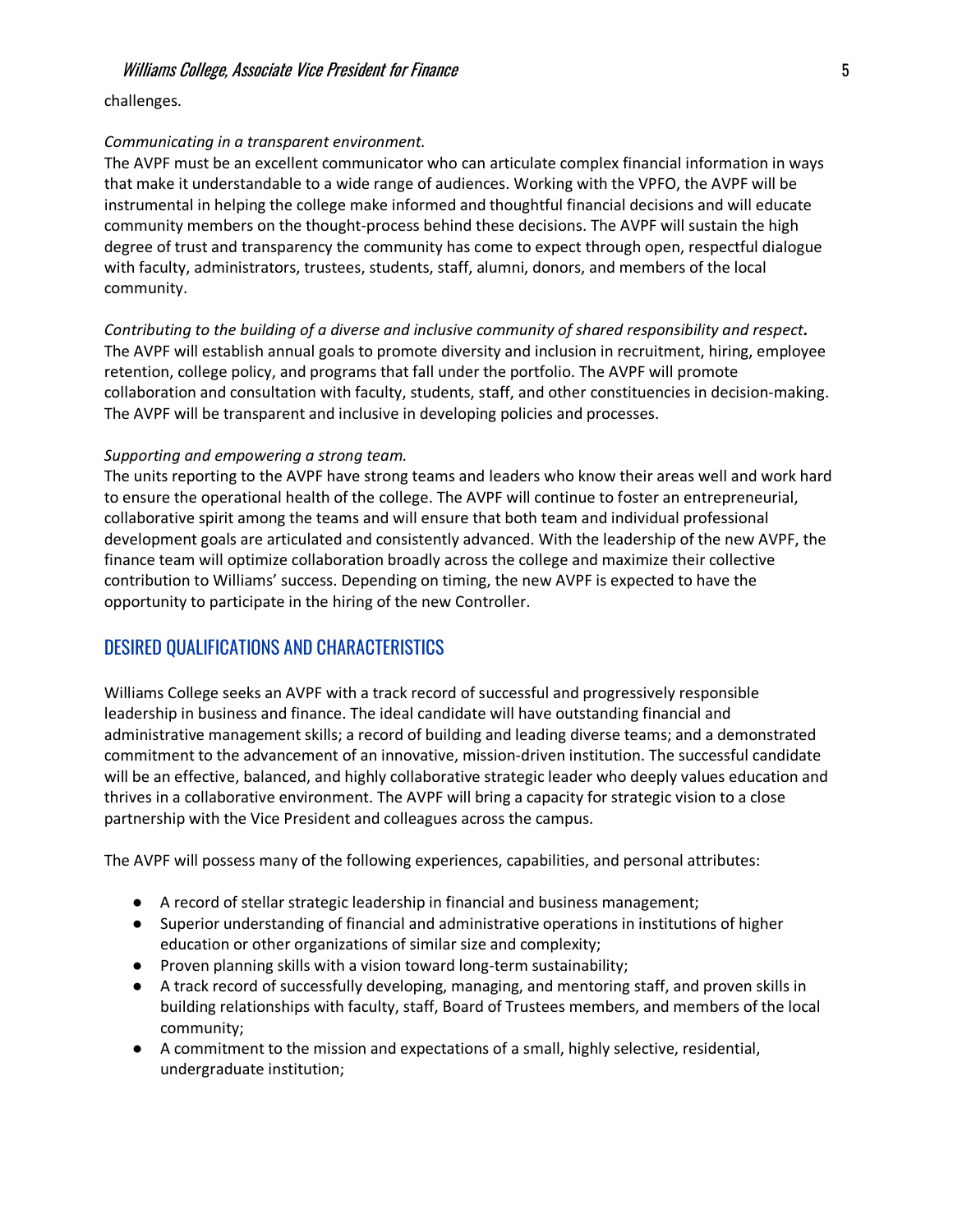challenges.

*Communicating in a transparent environment.*
The AVPF must be an excellent communicator who can articulate complex financial information in ways that make it understandable to a wide range of audiences. Working with the VPFO, the AVPF will be instrumental in helping the college make informed and thoughtful financial decisions and will educate community members on the thought-process behind these decisions. The AVPF will sustain the high degree of trust and transparency the community has come to expect through open, respectful dialogue with faculty, administrators, trustees, students, staff, alumni, donors, and members of the local community.

*Contributing to the building of a diverse and inclusive community of shared responsibility and respect***.**
The AVPF will establish annual goals to promote diversity and inclusion in recruitment, hiring, employee retention, college policy, and programs that fall under the portfolio. The AVPF will promote collaboration and consultation with faculty, students, staff, and other constituencies in decision-making. The AVPF will be transparent and inclusive in developing policies and processes.

*Supporting and empowering a strong team.*
The units reporting to the AVPF have strong teams and leaders who know their areas well and work hard to ensure the operational health of the college. The AVPF will continue to foster an entrepreneurial, collaborative spirit among the teams and will ensure that both team and individual professional development goals are articulated and consistently advanced. With the leadership of the new AVPF, the finance team will optimize collaboration broadly across the college and maximize their collective contribution to Williams' success. Depending on timing, the new AVPF is expected to have the opportunity to participate in the hiring of the new Controller.

## DESIRED QUALIFICATIONS AND CHARACTERISTICS

Williams College seeks an AVPF with a track record of successful and progressively responsible leadership in business and finance. The ideal candidate will have outstanding financial and administrative management skills; a record of building and leading diverse teams; and a demonstrated commitment to the advancement of an innovative, mission-driven institution. The successful candidate will be an effective, balanced, and highly collaborative strategic leader who deeply values education and thrives in a collaborative environment. The AVPF will bring a capacity for strategic vision to a close partnership with the Vice President and colleagues across the campus.

The AVPF will possess many of the following experiences, capabilities, and personal attributes:

- A record of stellar strategic leadership in financial and business management;
- Superior understanding of financial and administrative operations in institutions of higher education or other organizations of similar size and complexity;
- Proven planning skills with a vision toward long-term sustainability;
- A track record of successfully developing, managing, and mentoring staff, and proven skills in building relationships with faculty, staff, Board of Trustees members, and members of the local community;
- A commitment to the mission and expectations of a small, highly selective, residential, undergraduate institution;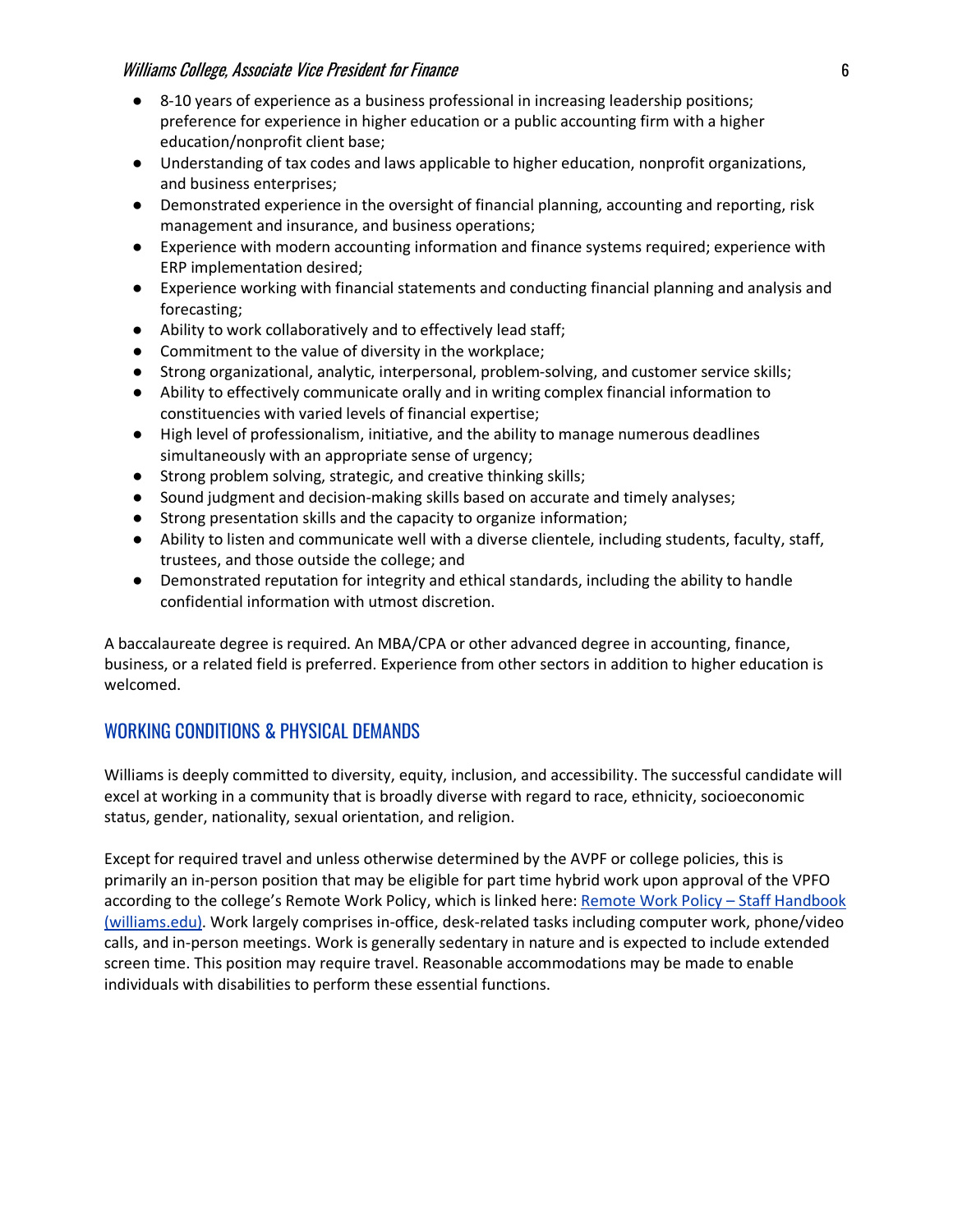- 8-10 years of experience as a business professional in increasing leadership positions; preference for experience in higher education or a public accounting firm with a higher education/nonprofit client base;
- Understanding of tax codes and laws applicable to higher education, nonprofit organizations, and business enterprises;
- Demonstrated experience in the oversight of financial planning, accounting and reporting, risk management and insurance, and business operations;
- Experience with modern accounting information and finance systems required; experience with ERP implementation desired;
- Experience working with financial statements and conducting financial planning and analysis and forecasting;
- Ability to work collaboratively and to effectively lead staff;
- Commitment to the value of diversity in the workplace;
- Strong organizational, analytic, interpersonal, problem-solving, and customer service skills;
- Ability to effectively communicate orally and in writing complex financial information to constituencies with varied levels of financial expertise;
- High level of professionalism, initiative, and the ability to manage numerous deadlines simultaneously with an appropriate sense of urgency;
- Strong problem solving, strategic, and creative thinking skills;
- Sound judgment and decision-making skills based on accurate and timely analyses;
- Strong presentation skills and the capacity to organize information;
- Ability to listen and communicate well with a diverse clientele, including students, faculty, staff, trustees, and those outside the college; and
- Demonstrated reputation for integrity and ethical standards, including the ability to handle confidential information with utmost discretion.

A baccalaureate degree is required. An MBA/CPA or other advanced degree in accounting, finance, business, or a related field is preferred. Experience from other sectors in addition to higher education is welcomed.

## WORKING CONDITIONS & PHYSICAL DEMANDS

Williams is deeply committed to diversity, equity, inclusion, and accessibility. The successful candidate will excel at working in a community that is broadly diverse with regard to race, ethnicity, socioeconomic status, gender, nationality, sexual orientation, and religion.

Except for required travel and unless otherwise determined by the AVPF or college policies, this is primarily an in-person position that may be eligible for part time hybrid work upon approval of the VPFO according to the college's Remote Work Policy, which is linked here: [Remote Work Policy – Staff Handbook (williams.edu)](). Work largely comprises in-office, desk-related tasks including computer work, phone/video calls, and in-person meetings. Work is generally sedentary in nature and is expected to include extended screen time. This position may require travel. Reasonable accommodations may be made to enable individuals with disabilities to perform these essential functions.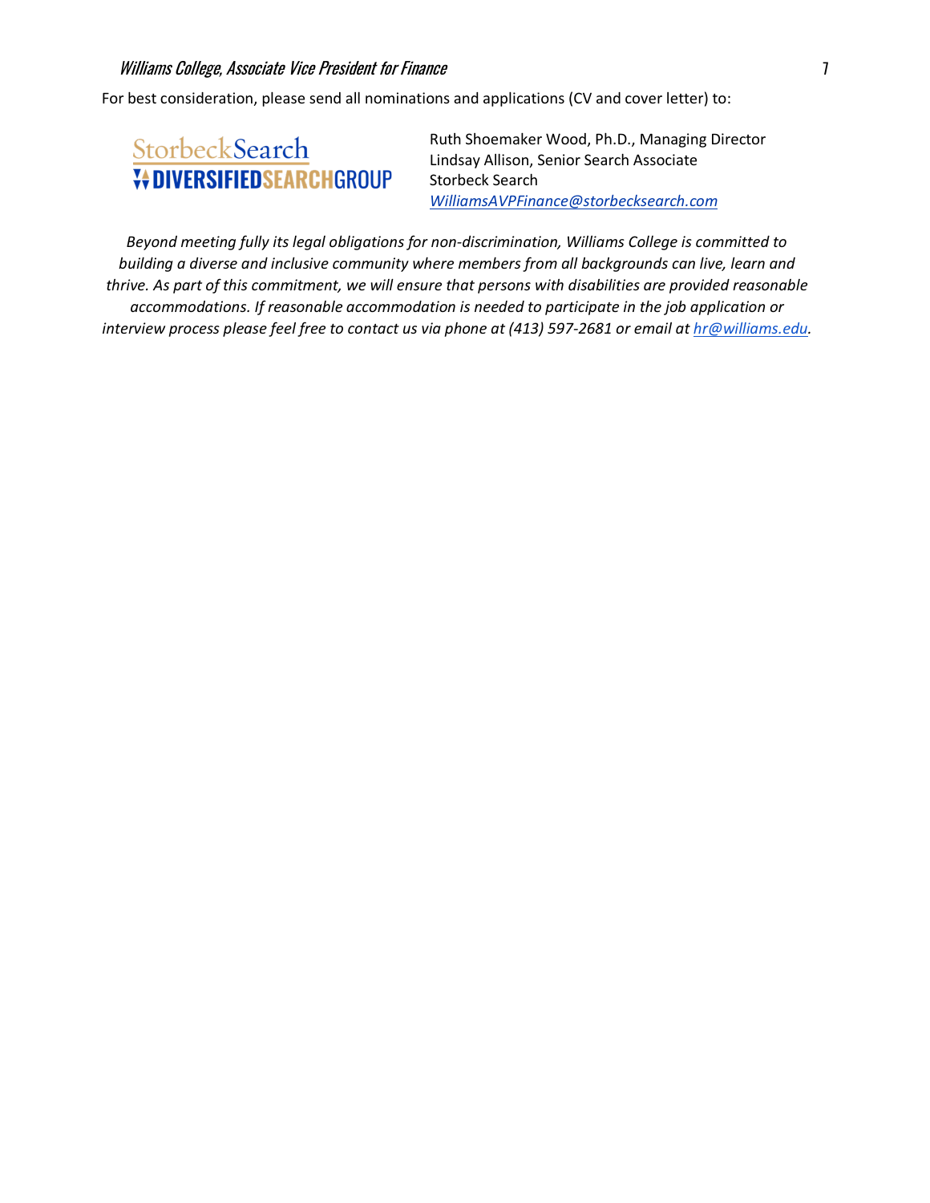For best consideration, please send all nominations and applications (CV and cover letter) to:

StorbeckSearch
DIVERSIFIEDSEARCHGROUP

Ruth Shoemaker Wood, Ph.D., Managing Director
Lindsay Allison, Senior Search Associate
Storbeck Search
*WilliamsAVPFinance@storbecksearch.com*

*Beyond meeting fully its legal obligations for non-discrimination, Williams College is committed to building a diverse and inclusive community where members from all backgrounds can live, learn and thrive. As part of this commitment, we will ensure that persons with disabilities are provided reasonable accommodations. If reasonable accommodation is needed to participate in the job application or interview process please feel free to contact us via phone at (413) 597-2681 or email at hr@williams.edu.*